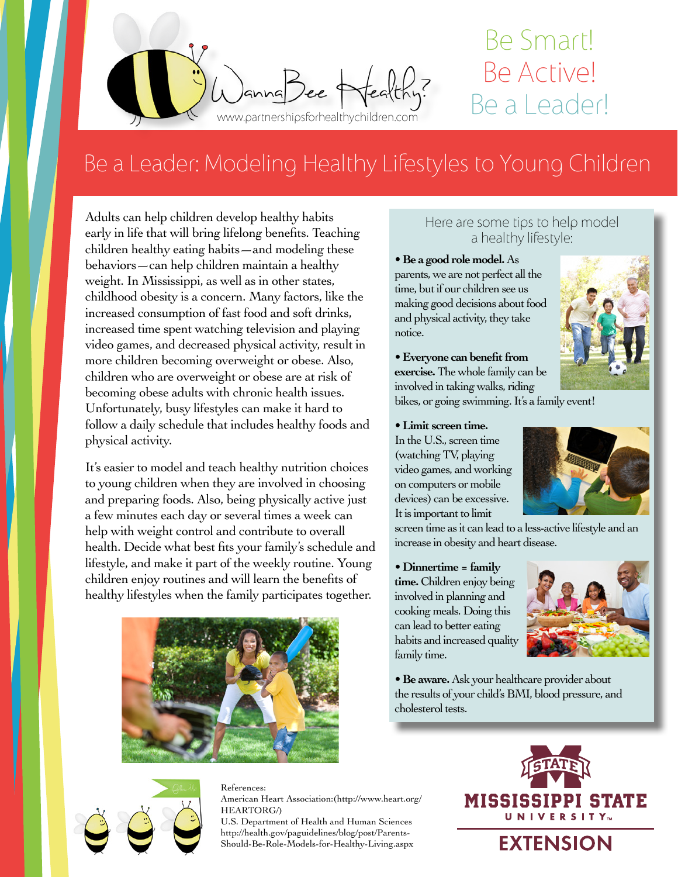WannaBee Healthy?

www.partnershipsforhealthychildren.com

Be Smart!
Be Active!
Be a Leader!

# Be a Leader: Modeling Healthy Lifestyles to Young Children

Adults can help children develop healthy habits early in life that will bring lifelong benefits. Teaching children healthy eating habits—and modeling these behaviors—can help children maintain a healthy weight. In Mississippi, as well as in other states, childhood obesity is a concern. Many factors, like the increased consumption of fast food and soft drinks, increased time spent watching television and playing video games, and decreased physical activity, result in more children becoming overweight or obese. Also, children who are overweight or obese are at risk of becoming obese adults with chronic health issues. Unfortunately, busy lifestyles can make it hard to follow a daily schedule that includes healthy foods and physical activity.

It's easier to model and teach healthy nutrition choices to young children when they are involved in choosing and preparing foods. Also, being physically active just a few minutes each day or several times a week can help with weight control and contribute to overall health. Decide what best fits your family's schedule and lifestyle, and make it part of the weekly routine. Young children enjoy routines and will learn the benefits of healthy lifestyles when the family participates together.

Here are some tips to help model a healthy lifestyle:

- **Be a good role model.** As parents, we are not perfect all the time, but if our children see us making good decisions about food and physical activity, they take notice.
- **Everyone can benefit from exercise.** The whole family can be involved in taking walks, riding bikes, or going swimming. It's a family event!
- **Limit screen time.** In the U.S., screen time (watching TV, playing video games, and working on computers or mobile devices) can be excessive. It is important to limit screen time as it can lead to a less-active lifestyle and an increase in obesity and heart disease.
- **Dinnertime = family time.** Children enjoy being involved in planning and cooking meals. Doing this can lead to better eating habits and increased quality family time.
- **Be aware.** Ask your healthcare provider about the results of your child's BMI, blood pressure, and cholesterol tests.

References:
American Heart Association:(http://www.heart.org/HEARTORG/)
U.S. Department of Health and Human Sciences http://health.gov/paguidelines/blog/post/Parents-Should-Be-Role-Models-for-Healthy-Living.aspx

MISSISSIPPI STATE UNIVERSITY EXTENSION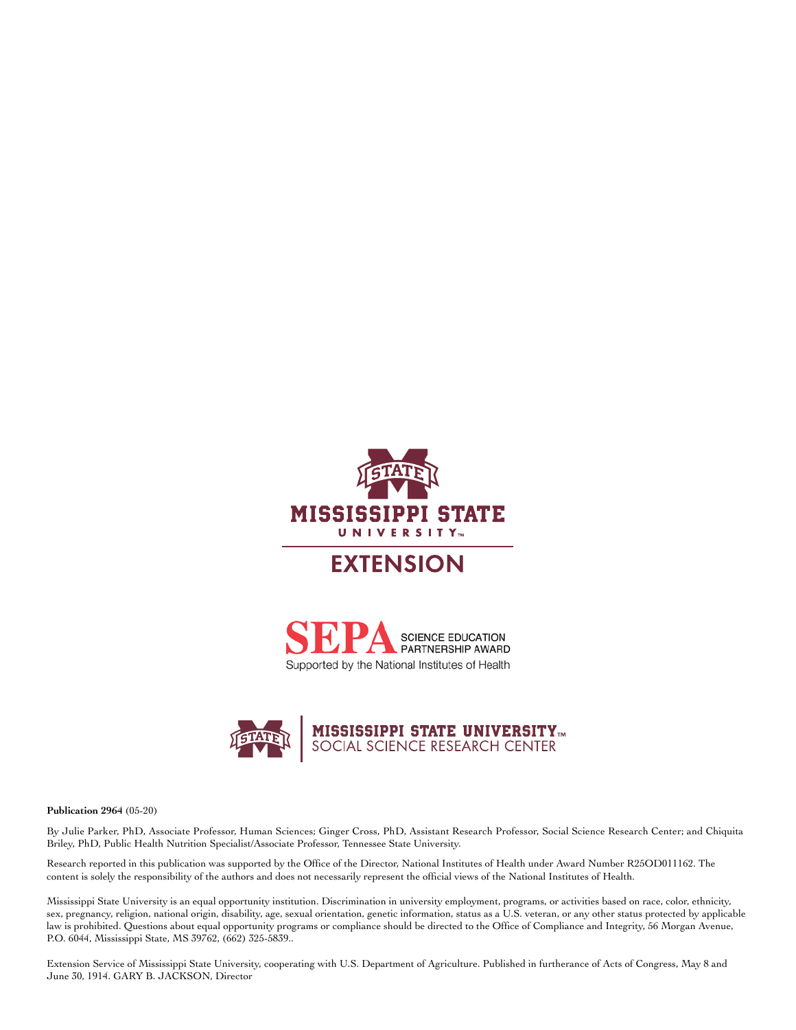MISSISSIPPI STATE UNIVERSITY
EXTENSION

SEPA SCIENCE EDUCATION PARTNERSHIP AWARD
Supported by the National Institutes of Health

MISSISSIPPI STATE UNIVERSITY
SOCIAL SCIENCE RESEARCH CENTER

**Publication 2964** (05-20)

By Julie Parker, PhD, Associate Professor, Human Sciences; Ginger Cross, PhD, Assistant Research Professor, Social Science Research Center; and Chiquita Briley, PhD, Public Health Nutrition Specialist/Associate Professor, Tennessee State University.

Research reported in this publication was supported by the Office of the Director, National Institutes of Health under Award Number R25OD011162. The content is solely the responsibility of the authors and does not necessarily represent the official views of the National Institutes of Health.

Mississippi State University is an equal opportunity institution. Discrimination in university employment, programs, or activities based on race, color, ethnicity, sex, pregnancy, religion, national origin, disability, age, sexual orientation, genetic information, status as a U.S. veteran, or any other status protected by applicable law is prohibited. Questions about equal opportunity programs or compliance should be directed to the Office of Compliance and Integrity, 56 Morgan Avenue, P.O. 6044, Mississippi State, MS 39762, (662) 325-5839..

Extension Service of Mississippi State University, cooperating with U.S. Department of Agriculture. Published in furtherance of Acts of Congress, May 8 and June 30, 1914. GARY B. JACKSON, Director